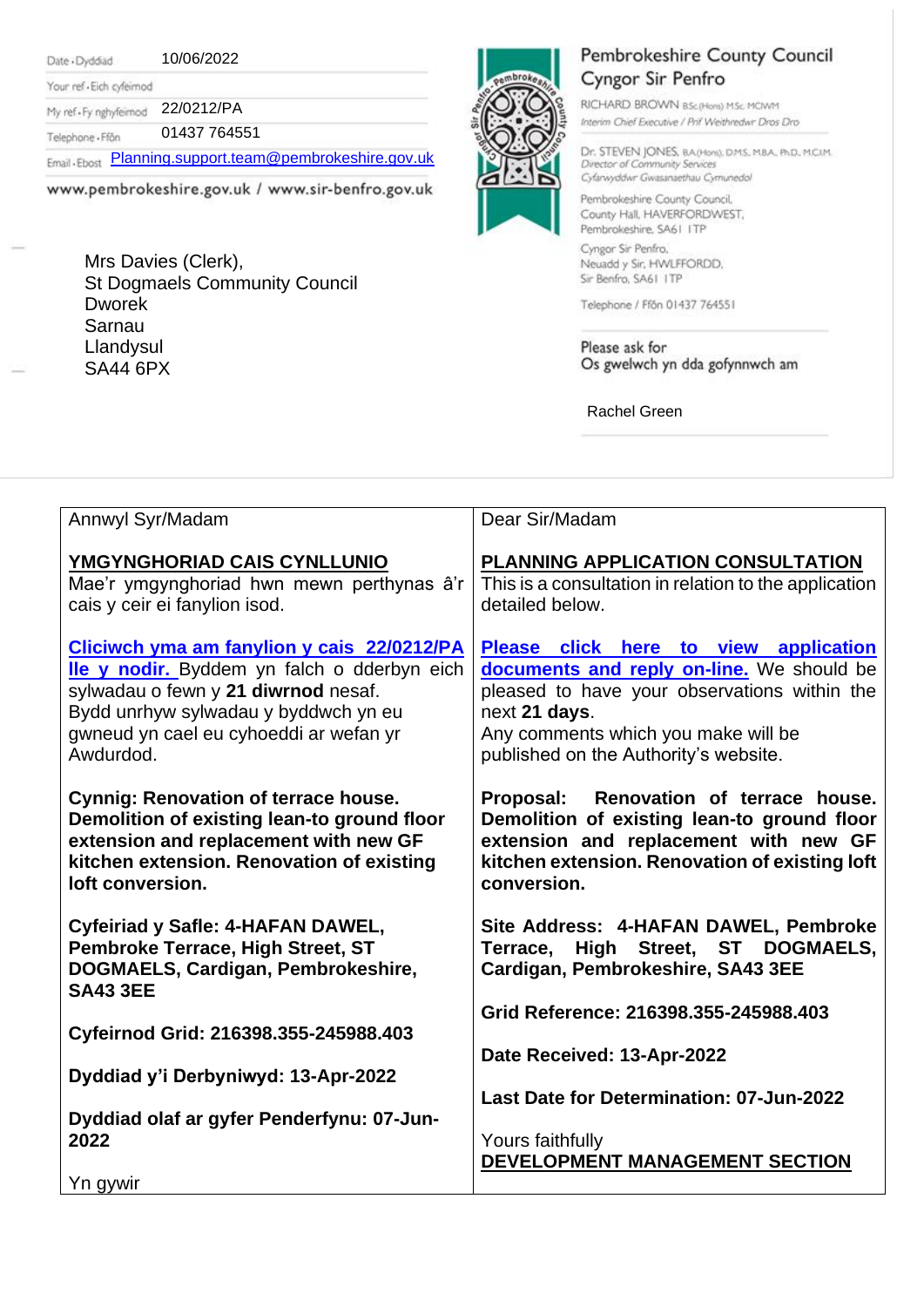| | |
|---|---|
| Date · Dyddiad | 10/06/2022 |
| Your ref · Eich cyfeirnod | |
| My ref · Fy nghyfeirnod | 22/0212/PA |
| Telephone · Ffôn | 01437 764551 |
| Email · Ebost | Planning.support.team@pembrokeshire.gov.uk |

www.pembrokeshire.gov.uk / www.sir-benfro.gov.uk

Pembrokeshire County Council
Cyngor Sir Penfro

RICHARD BROWN BSc(Hons) MSc MCIWM
*Interim Chief Executive / Prif Weithredwr Dros Dro*

Dr. STEVEN JONES, BA(Hons), DMS, MBA, PhD, MCIM
*Director of Community Services*
*Cyfarwyddwr Gwasanaethau Cymunedol*

Pembrokeshire County Council,
County Hall, HAVERFORDWEST,
Pembrokeshire, SA61 1TP

Cyngor Sir Penfro,
Neuadd y Sir, HWLFFORDD,
Sir Benfro, SA61 1TP

Telephone / Ffôn 01437 764551

Please ask for
Os gwelwch yn dda gofynnwch am

Rachel Green

Mrs Davies (Clerk),
St Dogmaels Community Council
Dworek
Sarnau
Llandysul
SA44 6PX

| Cymraeg | English |
|---|---|
| Annwyl Syr/Madam<br><br>**YMGYNGHORIAD CAIS CYNLLUNIO**<br>Mae'r ymgynghoriad hwn mewn perthynas â'r cais y ceir ei fanylion isod.<br><br>**Cliciwch yma am fanylion y cais 22/0212/PA lle y nodir.** Byddem yn falch o dderbyn eich sylwadau o fewn y **21 diwrnod** nesaf. Bydd unrhyw sylwadau y byddwch yn eu gwneud yn cael eu cyhoeddi ar wefan yr Awdurdod.<br><br>**Cynnig: Renovation of terrace house. Demolition of existing lean-to ground floor extension and replacement with new GF kitchen extension. Renovation of existing loft conversion.**<br><br>**Cyfeiriad y Safle: 4-HAFAN DAWEL, Pembroke Terrace, High Street, ST DOGMAELS, Cardigan, Pembrokeshire, SA43 3EE**<br><br>**Cyfeirnod Grid: 216398.355-245988.403**<br><br>**Dyddiad y'i Derbyniwyd: 13-Apr-2022**<br><br>**Dyddiad olaf ar gyfer Penderfynu: 07-Jun-2022**<br><br>Yn gywir | Dear Sir/Madam<br><br>**PLANNING APPLICATION CONSULTATION**<br>This is a consultation in relation to the application detailed below.<br><br>**Please click here to view application documents and reply on-line.** We should be pleased to have your observations within the next **21 days**.<br>Any comments which you make will be published on the Authority's website.<br><br>**Proposal: Renovation of terrace house. Demolition of existing lean-to ground floor extension and replacement with new GF kitchen extension. Renovation of existing loft conversion.**<br><br>**Site Address: 4-HAFAN DAWEL, Pembroke Terrace, High Street, ST DOGMAELS, Cardigan, Pembrokeshire, SA43 3EE**<br><br>**Grid Reference: 216398.355-245988.403**<br><br>**Date Received: 13-Apr-2022**<br><br>**Last Date for Determination: 07-Jun-2022**<br><br>Yours faithfully<br>**DEVELOPMENT MANAGEMENT SECTION** |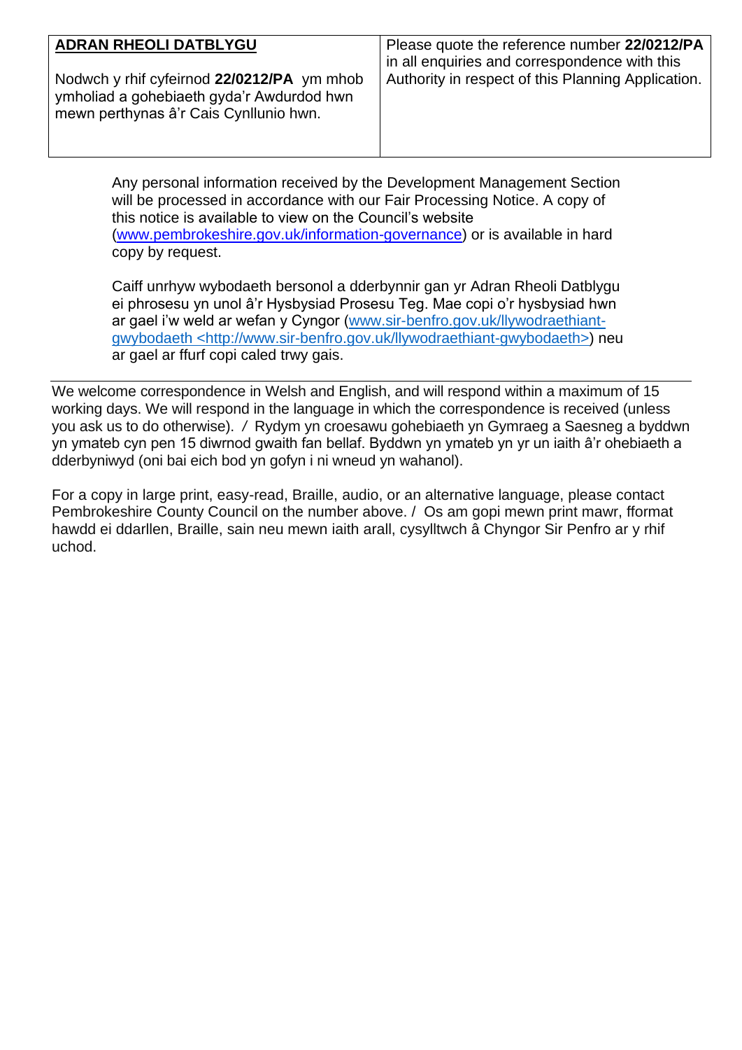| **ADRAN RHEOLI DATBLYGU**<br><br>Nodwch y rhif cyfeirnod **22/0212/PA** ym mhob ymholiad a gohebiaeth gyda'r Awdurdod hwn mewn perthynas â'r Cais Cynllunio hwn. | Please quote the reference number **22/0212/PA** in all enquiries and correspondence with this Authority in respect of this Planning Application. |
|---|---|

Any personal information received by the Development Management Section will be processed in accordance with our Fair Processing Notice. A copy of this notice is available to view on the Council's website (www.pembrokeshire.gov.uk/information-governance) or is available in hard copy by request.

Caiff unrhyw wybodaeth bersonol a dderbynnir gan yr Adran Rheoli Datblygu ei phrosesu yn unol â'r Hysbysiad Prosesu Teg. Mae copi o'r hysbysiad hwn ar gael i'w weld ar wefan y Cyngor (www.sir-benfro.gov.uk/llywodraethiant-gwybodaeth <http://www.sir-benfro.gov.uk/llywodraethiant-gwybodaeth>) neu ar gael ar ffurf copi caled trwy gais.

---

We welcome correspondence in Welsh and English, and will respond within a maximum of 15 working days. We will respond in the language in which the correspondence is received (unless you ask us to do otherwise). / Rydym yn croesawu gohebiaeth yn Gymraeg a Saesneg a byddwn yn ymateb cyn pen 15 diwrnod gwaith fan bellaf. Byddwn yn ymateb yn yr un iaith â'r ohebiaeth a dderbyniwyd (oni bai eich bod yn gofyn i ni wneud yn wahanol).

For a copy in large print, easy-read, Braille, audio, or an alternative language, please contact Pembrokeshire County Council on the number above. / Os am gopi mewn print mawr, fformat hawdd ei ddarllen, Braille, sain neu mewn iaith arall, cysylltwch â Chyngor Sir Penfro ar y rhif uchod.